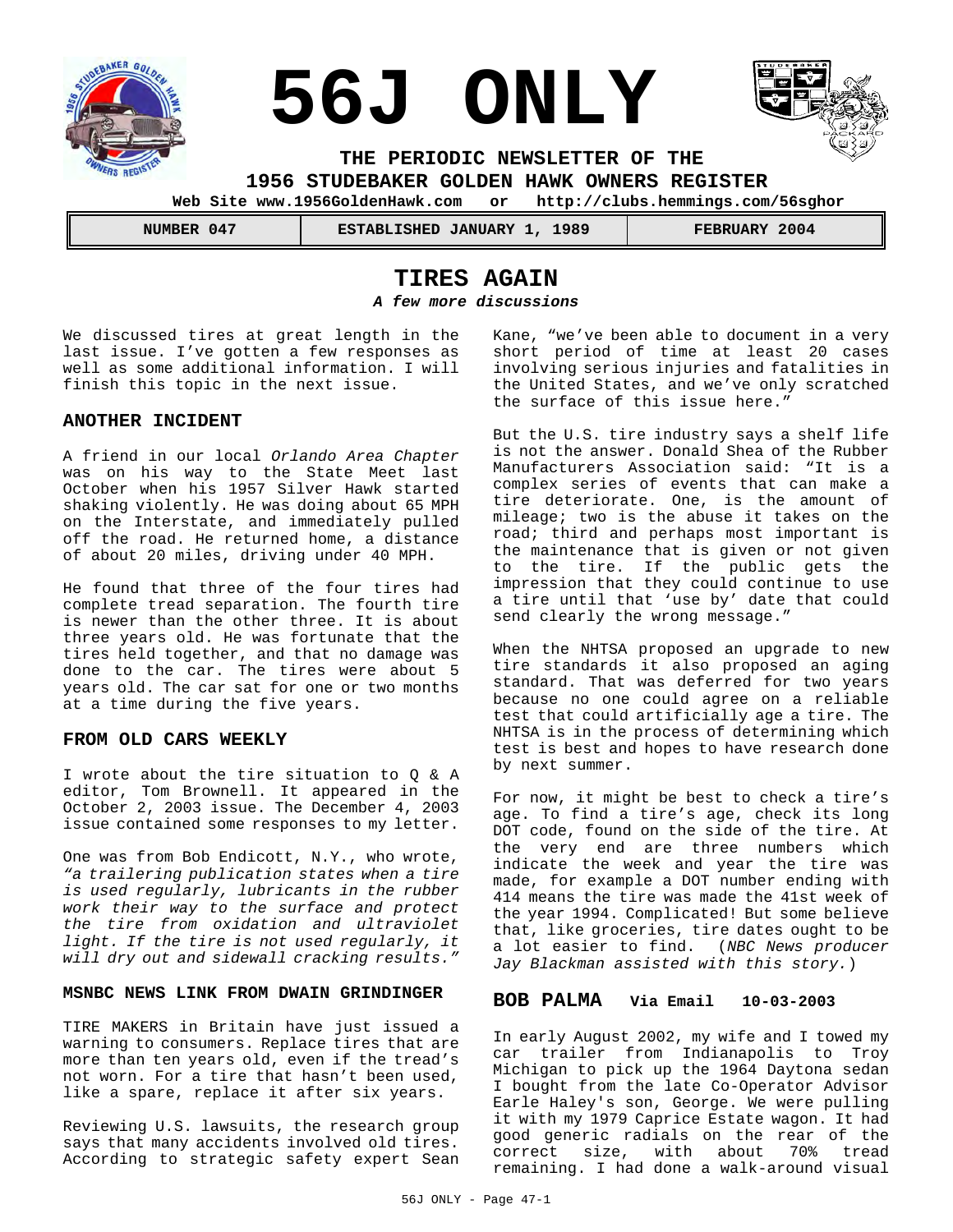# 56J ONLY

**THE PERIODIC NEWSLETTER OF THE**
**1956 STUDEBAKER GOLDEN HAWK OWNERS REGISTER**

**Web Site www.1956GoldenHawk.com or http://clubs.hemmings.com/56sghor**

| NUMBER 047 | ESTABLISHED JANUARY 1, 1989 | FEBRUARY 2004 |
|---|---|---|

## TIRES AGAIN

***A few more discussions***

We discussed tires at great length in the last issue. I've gotten a few responses as well as some additional information. I will finish this topic in the next issue.

### ANOTHER INCIDENT

A friend in our local *Orlando Area Chapter* was on his way to the State Meet last October when his 1957 Silver Hawk started shaking violently. He was doing about 65 MPH on the Interstate, and immediately pulled off the road. He returned home, a distance of about 20 miles, driving under 40 MPH.

He found that three of the four tires had complete tread separation. The fourth tire is newer than the other three. It is about three years old. He was fortunate that the tires held together, and that no damage was done to the car. The tires were about 5 years old. The car sat for one or two months at a time during the five years.

### FROM OLD CARS WEEKLY

I wrote about the tire situation to Q & A editor, Tom Brownell. It appeared in the October 2, 2003 issue. The December 4, 2003 issue contained some responses to my letter.

One was from Bob Endicott, N.Y., who wrote, *"a trailering publication states when a tire is used regularly, lubricants in the rubber work their way to the surface and protect the tire from oxidation and ultraviolet light. If the tire is not used regularly, it will dry out and sidewall cracking results."*

### MSNBC NEWS LINK FROM DWAIN GRINDINGER

TIRE MAKERS in Britain have just issued a warning to consumers. Replace tires that are more than ten years old, even if the tread's not worn. For a tire that hasn't been used, like a spare, replace it after six years.

Reviewing U.S. lawsuits, the research group says that many accidents involved old tires. According to strategic safety expert Sean Kane, "we've been able to document in a very short period of time at least 20 cases involving serious injuries and fatalities in the United States, and we've only scratched the surface of this issue here."

But the U.S. tire industry says a shelf life is not the answer. Donald Shea of the Rubber Manufacturers Association said: "It is a complex series of events that can make a tire deteriorate. One, is the amount of mileage; two is the abuse it takes on the road; third and perhaps most important is the maintenance that is given or not given to the tire. If the public gets the impression that they could continue to use a tire until that 'use by' date that could send clearly the wrong message."

When the NHTSA proposed an upgrade to new tire standards it also proposed an aging standard. That was deferred for two years because no one could agree on a reliable test that could artificially age a tire. The NHTSA is in the process of determining which test is best and hopes to have research done by next summer.

For now, it might be best to check a tire's age. To find a tire's age, check its long DOT code, found on the side of the tire. At the very end are three numbers which indicate the week and year the tire was made, for example a DOT number ending with 414 means the tire was made the 41st week of the year 1994. Complicated! But some believe that, like groceries, tire dates ought to be a lot easier to find. (*NBC News producer Jay Blackman assisted with this story.*)

### BOB PALMA Via Email 10-03-2003

In early August 2002, my wife and I towed my car trailer from Indianapolis to Troy Michigan to pick up the 1964 Daytona sedan I bought from the late Co-Operator Advisor Earle Haley's son, George. We were pulling it with my 1979 Caprice Estate wagon. It had good generic radials on the rear of the correct size, with about 70% tread remaining. I had done a walk-around visual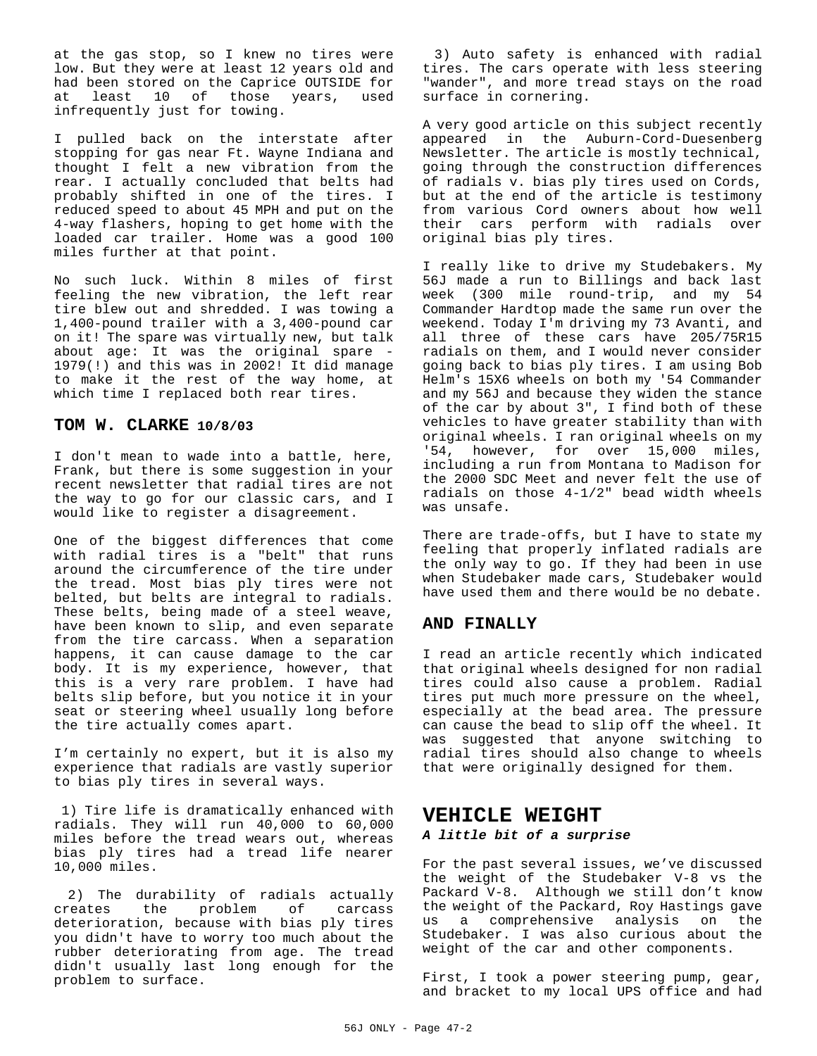at the gas stop, so I knew no tires were low. But they were at least 12 years old and had been stored on the Caprice OUTSIDE for at least 10 of those years, used infrequently just for towing.

I pulled back on the interstate after stopping for gas near Ft. Wayne Indiana and thought I felt a new vibration from the rear. I actually concluded that belts had probably shifted in one of the tires. I reduced speed to about 45 MPH and put on the 4-way flashers, hoping to get home with the loaded car trailer. Home was a good 100 miles further at that point.

No such luck. Within 8 miles of first feeling the new vibration, the left rear tire blew out and shredded. I was towing a 1,400-pound trailer with a 3,400-pound car on it! The spare was virtually new, but talk about age: It was the original spare - 1979(!) and this was in 2002! It did manage to make it the rest of the way home, at which time I replaced both rear tires.

## TOM W. CLARKE 10/8/03

I don't mean to wade into a battle, here, Frank, but there is some suggestion in your recent newsletter that radial tires are not the way to go for our classic cars, and I would like to register a disagreement.

One of the biggest differences that come with radial tires is a "belt" that runs around the circumference of the tire under the tread. Most bias ply tires were not belted, but belts are integral to radials. These belts, being made of a steel weave, have been known to slip, and even separate from the tire carcass. When a separation happens, it can cause damage to the car body. It is my experience, however, that this is a very rare problem. I have had belts slip before, but you notice it in your seat or steering wheel usually long before the tire actually comes apart.

I'm certainly no expert, but it is also my experience that radials are vastly superior to bias ply tires in several ways.

1) Tire life is dramatically enhanced with radials. They will run 40,000 to 60,000 miles before the tread wears out, whereas bias ply tires had a tread life nearer 10,000 miles.

2) The durability of radials actually creates the problem of carcass deterioration, because with bias ply tires you didn't have to worry too much about the rubber deteriorating from age. The tread didn't usually last long enough for the problem to surface.

3) Auto safety is enhanced with radial tires. The cars operate with less steering "wander", and more tread stays on the road surface in cornering.

A very good article on this subject recently appeared in the Auburn-Cord-Duesenberg Newsletter. The article is mostly technical, going through the construction differences of radials v. bias ply tires used on Cords, but at the end of the article is testimony from various Cord owners about how well their cars perform with radials over original bias ply tires.

I really like to drive my Studebakers. My 56J made a run to Billings and back last week (300 mile round-trip, and my 54 Commander Hardtop made the same run over the weekend. Today I'm driving my 73 Avanti, and all three of these cars have 205/75R15 radials on them, and I would never consider going back to bias ply tires. I am using Bob Helm's 15X6 wheels on both my '54 Commander and my 56J and because they widen the stance of the car by about 3", I find both of these vehicles to have greater stability than with original wheels. I ran original wheels on my '54, however, for over 15,000 miles, including a run from Montana to Madison for the 2000 SDC Meet and never felt the use of radials on those 4-1/2" bead width wheels was unsafe.

There are trade-offs, but I have to state my feeling that properly inflated radials are the only way to go. If they had been in use when Studebaker made cars, Studebaker would have used them and there would be no debate.

## AND FINALLY

I read an article recently which indicated that original wheels designed for non radial tires could also cause a problem. Radial tires put much more pressure on the wheel, especially at the bead area. The pressure can cause the bead to slip off the wheel. It was suggested that anyone switching to radial tires should also change to wheels that were originally designed for them.

# VEHICLE WEIGHT

***A little bit of a surprise***

For the past several issues, we've discussed the weight of the Studebaker V-8 vs the Packard V-8. Although we still don't know the weight of the Packard, Roy Hastings gave us a comprehensive analysis on the Studebaker. I was also curious about the weight of the car and other components.

First, I took a power steering pump, gear, and bracket to my local UPS office and had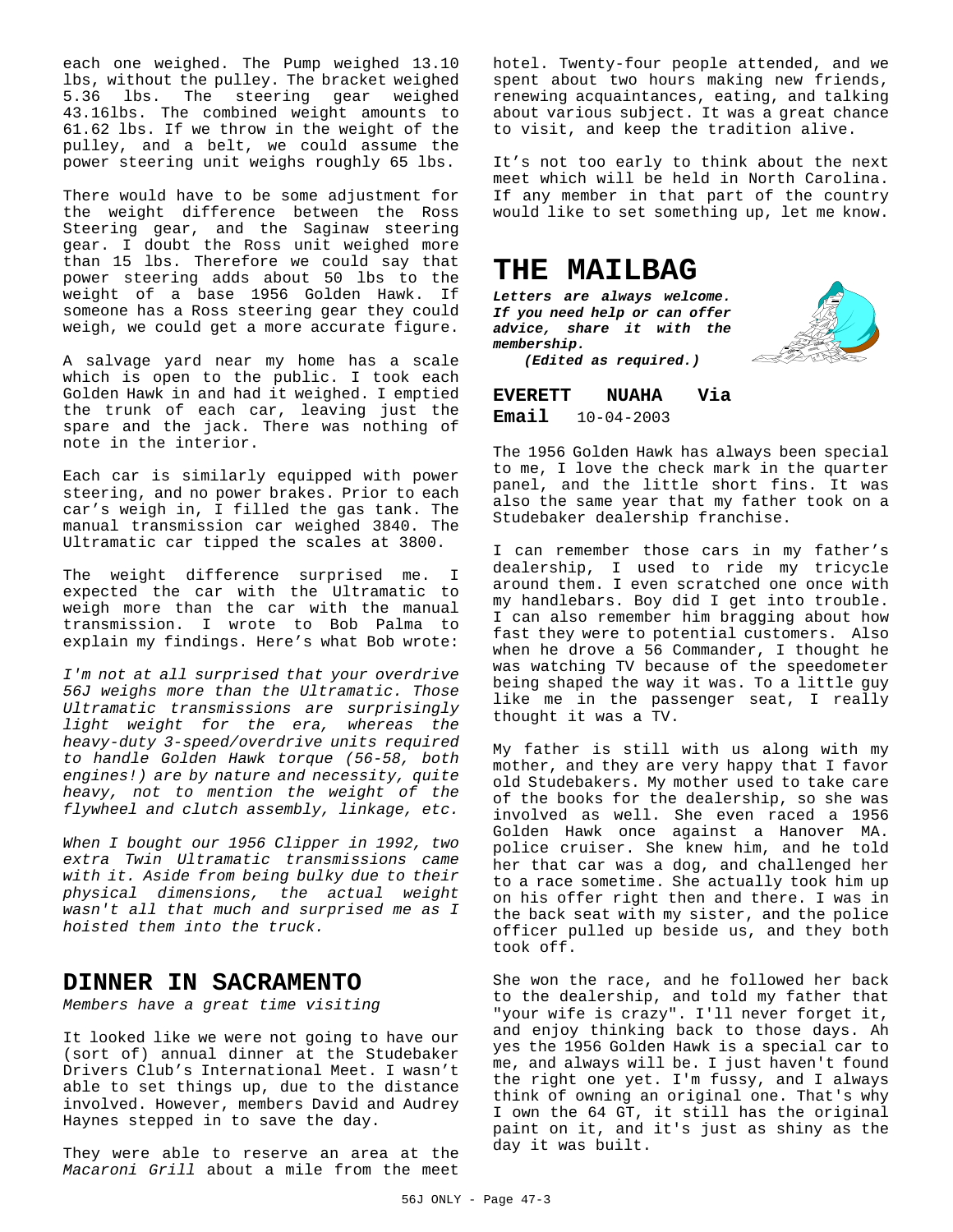each one weighed. The Pump weighed 13.10 lbs, without the pulley. The bracket weighed 5.36 lbs. The steering gear weighed 43.16lbs. The combined weight amounts to 61.62 lbs. If we throw in the weight of the pulley, and a belt, we could assume the power steering unit weighs roughly 65 lbs.

There would have to be some adjustment for the weight difference between the Ross Steering gear, and the Saginaw steering gear. I doubt the Ross unit weighed more than 15 lbs. Therefore we could say that power steering adds about 50 lbs to the weight of a base 1956 Golden Hawk. If someone has a Ross steering gear they could weigh, we could get a more accurate figure.

A salvage yard near my home has a scale which is open to the public. I took each Golden Hawk in and had it weighed. I emptied the trunk of each car, leaving just the spare and the jack. There was nothing of note in the interior.

Each car is similarly equipped with power steering, and no power brakes. Prior to each car's weigh in, I filled the gas tank. The manual transmission car weighed 3840. The Ultramatic car tipped the scales at 3800.

The weight difference surprised me. I expected the car with the Ultramatic to weigh more than the car with the manual transmission. I wrote to Bob Palma to explain my findings. Here's what Bob wrote:

*I'm not at all surprised that your overdrive 56J weighs more than the Ultramatic. Those Ultramatic transmissions are surprisingly light weight for the era, whereas the heavy-duty 3-speed/overdrive units required to handle Golden Hawk torque (56-58, both engines!) are by nature and necessity, quite heavy, not to mention the weight of the flywheel and clutch assembly, linkage, etc.*

*When I bought our 1956 Clipper in 1992, two extra Twin Ultramatic transmissions came with it. Aside from being bulky due to their physical dimensions, the actual weight wasn't all that much and surprised me as I hoisted them into the truck.*

## DINNER IN SACRAMENTO

*Members have a great time visiting*

It looked like we were not going to have our (sort of) annual dinner at the Studebaker Drivers Club's International Meet. I wasn't able to set things up, due to the distance involved. However, members David and Audrey Haynes stepped in to save the day.

They were able to reserve an area at the *Macaroni Grill* about a mile from the meet hotel. Twenty-four people attended, and we spent about two hours making new friends, renewing acquaintances, eating, and talking about various subject. It was a great chance to visit, and keep the tradition alive.

It's not too early to think about the next meet which will be held in North Carolina. If any member in that part of the country would like to set something up, let me know.

# THE MAILBAG

***Letters are always welcome. If you need help or can offer advice, share it with the membership.***

***(Edited as required.)***

**EVERETT NUAHA Via Email** 10-04-2003

The 1956 Golden Hawk has always been special to me, I love the check mark in the quarter panel, and the little short fins. It was also the same year that my father took on a Studebaker dealership franchise.

I can remember those cars in my father's dealership, I used to ride my tricycle around them. I even scratched one once with my handlebars. Boy did I get into trouble. I can also remember him bragging about how fast they were to potential customers. Also when he drove a 56 Commander, I thought he was watching TV because of the speedometer being shaped the way it was. To a little guy like me in the passenger seat, I really thought it was a TV.

My father is still with us along with my mother, and they are very happy that I favor old Studebakers. My mother used to take care of the books for the dealership, so she was involved as well. She even raced a 1956 Golden Hawk once against a Hanover MA. police cruiser. She knew him, and he told her that car was a dog, and challenged her to a race sometime. She actually took him up on his offer right then and there. I was in the back seat with my sister, and the police officer pulled up beside us, and they both took off.

She won the race, and he followed her back to the dealership, and told my father that "your wife is crazy". I'll never forget it, and enjoy thinking back to those days. Ah yes the 1956 Golden Hawk is a special car to me, and always will be. I just haven't found the right one yet. I'm fussy, and I always think of owning an original one. That's why I own the 64 GT, it still has the original paint on it, and it's just as shiny as the day it was built.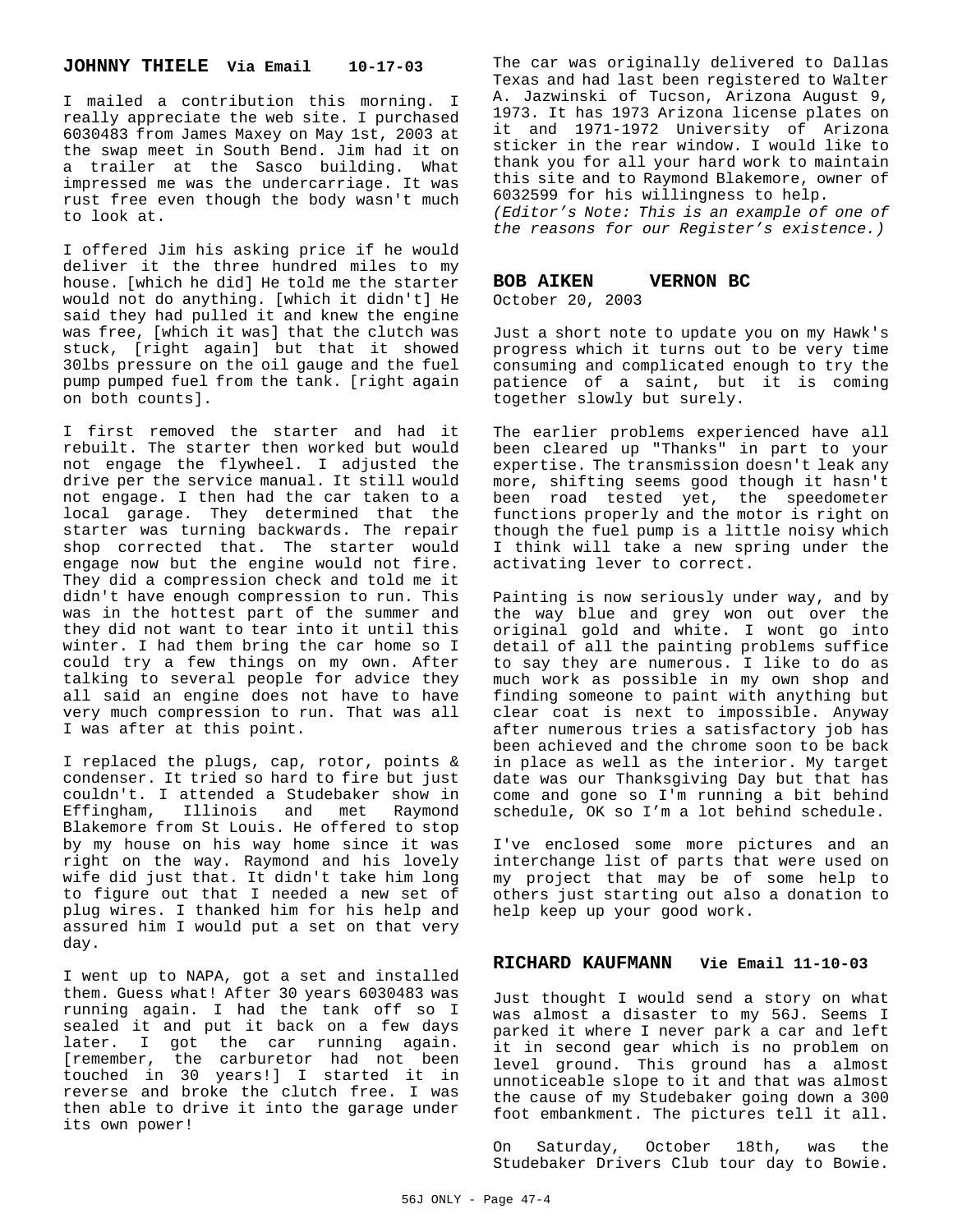## JOHNNY THIELE Via Email 10-17-03

I mailed a contribution this morning. I really appreciate the web site. I purchased 6030483 from James Maxey on May 1st, 2003 at the swap meet in South Bend. Jim had it on a trailer at the Sasco building. What impressed me was the undercarriage. It was rust free even though the body wasn't much to look at.

I offered Jim his asking price if he would deliver it the three hundred miles to my house. [which he did] He told me the starter would not do anything. [which it didn't] He said they had pulled it and knew the engine was free, [which it was] that the clutch was stuck, [right again] but that it showed 30lbs pressure on the oil gauge and the fuel pump pumped fuel from the tank. [right again on both counts].

I first removed the starter and had it rebuilt. The starter then worked but would not engage the flywheel. I adjusted the drive per the service manual. It still would not engage. I then had the car taken to a local garage. They determined that the starter was turning backwards. The repair shop corrected that. The starter would engage now but the engine would not fire. They did a compression check and told me it didn't have enough compression to run. This was in the hottest part of the summer and they did not want to tear into it until this winter. I had them bring the car home so I could try a few things on my own. After talking to several people for advice they all said an engine does not have to have very much compression to run. That was all I was after at this point.

I replaced the plugs, cap, rotor, points & condenser. It tried so hard to fire but just couldn't. I attended a Studebaker show in Effingham, Illinois and met Raymond Blakemore from St Louis. He offered to stop by my house on his way home since it was right on the way. Raymond and his lovely wife did just that. It didn't take him long to figure out that I needed a new set of plug wires. I thanked him for his help and assured him I would put a set on that very day.

I went up to NAPA, got a set and installed them. Guess what! After 30 years 6030483 was running again. I had the tank off so I sealed it and put it back on a few days later. I got the car running again. [remember, the carburetor had not been touched in 30 years!] I started it in reverse and broke the clutch free. I was then able to drive it into the garage under its own power!

The car was originally delivered to Dallas Texas and had last been registered to Walter A. Jazwinski of Tucson, Arizona August 9, 1973. It has 1973 Arizona license plates on it and 1971-1972 University of Arizona sticker in the rear window. I would like to thank you for all your hard work to maintain this site and to Raymond Blakemore, owner of 6032599 for his willingness to help.
*(Editor's Note: This is an example of one of the reasons for our Register's existence.)*

## BOB AIKEN VERNON BC

October 20, 2003

Just a short note to update you on my Hawk's progress which it turns out to be very time consuming and complicated enough to try the patience of a saint, but it is coming together slowly but surely.

The earlier problems experienced have all been cleared up "Thanks" in part to your expertise. The transmission doesn't leak any more, shifting seems good though it hasn't been road tested yet, the speedometer functions properly and the motor is right on though the fuel pump is a little noisy which I think will take a new spring under the activating lever to correct.

Painting is now seriously under way, and by the way blue and grey won out over the original gold and white. I wont go into detail of all the painting problems suffice to say they are numerous. I like to do as much work as possible in my own shop and finding someone to paint with anything but clear coat is next to impossible. Anyway after numerous tries a satisfactory job has been achieved and the chrome soon to be back in place as well as the interior. My target date was our Thanksgiving Day but that has come and gone so I'm running a bit behind schedule, OK so I'm a lot behind schedule.

I've enclosed some more pictures and an interchange list of parts that were used on my project that may be of some help to others just starting out also a donation to help keep up your good work.

## RICHARD KAUFMANN Vie Email 11-10-03

Just thought I would send a story on what was almost a disaster to my 56J. Seems I parked it where I never park a car and left it in second gear which is no problem on level ground. This ground has a almost unnoticeable slope to it and that was almost the cause of my Studebaker going down a 300 foot embankment. The pictures tell it all.

On Saturday, October 18th, was the Studebaker Drivers Club tour day to Bowie.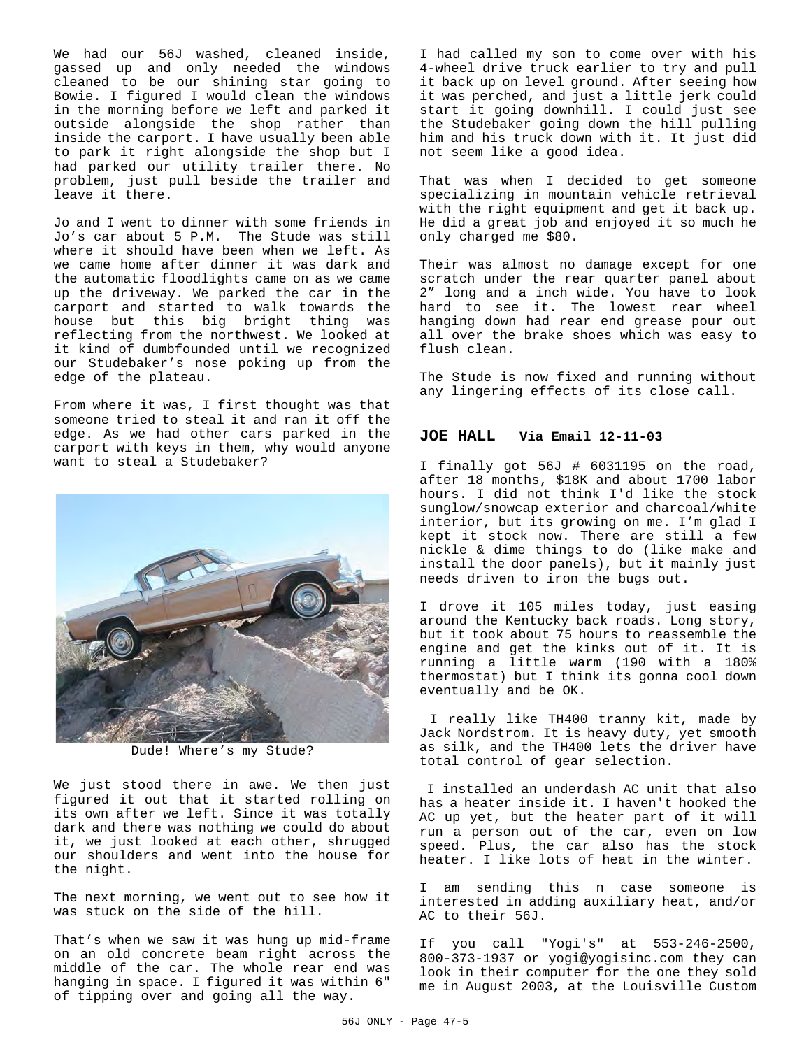We had our 56J washed, cleaned inside, gassed up and only needed the windows cleaned to be our shining star going to Bowie. I figured I would clean the windows in the morning before we left and parked it outside alongside the shop rather than inside the carport. I have usually been able to park it right alongside the shop but I had parked our utility trailer there. No problem, just pull beside the trailer and leave it there.

Jo and I went to dinner with some friends in Jo's car about 5 P.M. The Stude was still where it should have been when we left. As we came home after dinner it was dark and the automatic floodlights came on as we came up the driveway. We parked the car in the carport and started to walk towards the house but this big bright thing was reflecting from the northwest. We looked at it kind of dumbfounded until we recognized our Studebaker's nose poking up from the edge of the plateau.

From where it was, I first thought was that someone tried to steal it and ran it off the edge. As we had other cars parked in the carport with keys in them, why would anyone want to steal a Studebaker?

Dude! Where's my Stude?

We just stood there in awe. We then just figured it out that it started rolling on its own after we left. Since it was totally dark and there was nothing we could do about it, we just looked at each other, shrugged our shoulders and went into the house for the night.

The next morning, we went out to see how it was stuck on the side of the hill.

That's when we saw it was hung up mid-frame on an old concrete beam right across the middle of the car. The whole rear end was hanging in space. I figured it was within 6" of tipping over and going all the way.

I had called my son to come over with his 4-wheel drive truck earlier to try and pull it back up on level ground. After seeing how it was perched, and just a little jerk could start it going downhill. I could just see the Studebaker going down the hill pulling him and his truck down with it. It just did not seem like a good idea.

That was when I decided to get someone specializing in mountain vehicle retrieval with the right equipment and get it back up. He did a great job and enjoyed it so much he only charged me $80.

Their was almost no damage except for one scratch under the rear quarter panel about 2" long and a inch wide. You have to look hard to see it. The lowest rear wheel hanging down had rear end grease pour out all over the brake shoes which was easy to flush clean.

The Stude is now fixed and running without any lingering effects of its close call.

### JOE HALL Via Email 12-11-03

I finally got 56J # 6031195 on the road, after 18 months, $18K and about 1700 labor hours. I did not think I'd like the stock sunglow/snowcap exterior and charcoal/white interior, but its growing on me. I'm glad I kept it stock now. There are still a few nickle & dime things to do (like make and install the door panels), but it mainly just needs driven to iron the bugs out.

I drove it 105 miles today, just easing around the Kentucky back roads. Long story, but it took about 75 hours to reassemble the engine and get the kinks out of it. It is running a little warm (190 with a 180% thermostat) but I think its gonna cool down eventually and be OK.

I really like TH400 tranny kit, made by Jack Nordstrom. It is heavy duty, yet smooth as silk, and the TH400 lets the driver have total control of gear selection.

I installed an underdash AC unit that also has a heater inside it. I haven't hooked the AC up yet, but the heater part of it will run a person out of the car, even on low speed. Plus, the car also has the stock heater. I like lots of heat in the winter.

I am sending this n case someone is interested in adding auxiliary heat, and/or AC to their 56J.

If you call "Yogi's" at 553-246-2500, 800-373-1937 or yogi@yogisinc.com they can look in their computer for the one they sold me in August 2003, at the Louisville Custom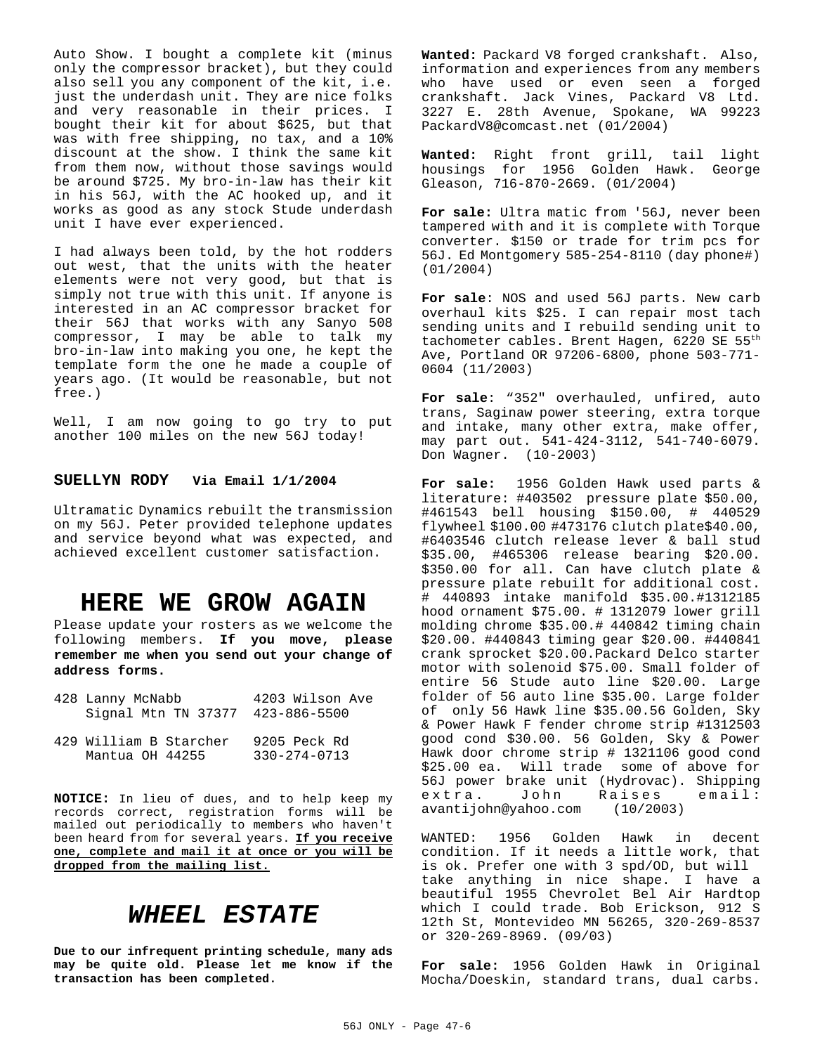Auto Show. I bought a complete kit (minus only the compressor bracket), but they could also sell you any component of the kit, i.e. just the underdash unit. They are nice folks and very reasonable in their prices. I bought their kit for about $625, but that was with free shipping, no tax, and a 10% discount at the show. I think the same kit from them now, without those savings would be around $725. My bro-in-law has their kit in his 56J, with the AC hooked up, and it works as good as any stock Stude underdash unit I have ever experienced.

I had always been told, by the hot rodders out west, that the units with the heater elements were not very good, but that is simply not true with this unit. If anyone is interested in an AC compressor bracket for their 56J that works with any Sanyo 508 compressor, I may be able to talk my bro-in-law into making you one, he kept the template form the one he made a couple of years ago. (It would be reasonable, but not free.)

Well, I am now going to go try to put another 100 miles on the new 56J today!

### SUELLYN RODY Via Email 1/1/2004

Ultramatic Dynamics rebuilt the transmission on my 56J. Peter provided telephone updates and service beyond what was expected, and achieved excellent customer satisfaction.

## HERE WE GROW AGAIN

Please update your rosters as we welcome the following members. **If you move, please remember me when you send out your change of address forms.**

428 Lanny McNabb — 4203 Wilson Ave
Signal Mtn TN 37377 — 423-886-5500

429 William B Starcher — 9205 Peck Rd
Mantua OH 44255 — 330-274-0713

**NOTICE:** In lieu of dues, and to help keep my records correct, registration forms will be mailed out periodically to members who haven't been heard from for several years. **If you receive one, complete and mail it at once or you will be dropped from the mailing list.**

## *WHEEL ESTATE*

**Due to our infrequent printing schedule, many ads may be quite old. Please let me know if the transaction has been completed.**

**Wanted:** Packard V8 forged crankshaft. Also, information and experiences from any members who have used or even seen a forged crankshaft. Jack Vines, Packard V8 Ltd. 3227 E. 28th Avenue, Spokane, WA 99223 PackardV8@comcast.net (01/2004)

**Wanted:** Right front grill, tail light housings for 1956 Golden Hawk. George Gleason, 716-870-2669. (01/2004)

**For sale:** Ultra matic from '56J, never been tampered with and it is complete with Torque converter. $150 or trade for trim pcs for 56J. Ed Montgomery 585-254-8110 (day phone#) (01/2004)

**For sale**: NOS and used 56J parts. New carb overhaul kits $25. I can repair most tach sending units and I rebuild sending unit to tachometer cables. Brent Hagen, 6220 SE 55th Ave, Portland OR 97206-6800, phone 503-771-0604 (11/2003)

**For sale**: "352" overhauled, unfired, auto trans, Saginaw power steering, extra torque and intake, many other extra, make offer, may part out. 541-424-3112, 541-740-6079. Don Wagner. (10-2003)

**For sale:** 1956 Golden Hawk used parts & literature: #403502 pressure plate $50.00, #461543 bell housing $150.00, # 440529 flywheel $100.00 #473176 clutch plate$40.00, #6403546 clutch release lever & ball stud $35.00, #465306 release bearing $20.00. $350.00 for all. Can have clutch plate & pressure plate rebuilt for additional cost. # 440893 intake manifold $35.00.#1312185 hood ornament $75.00. # 1312079 lower grill molding chrome $35.00.# 440842 timing chain $20.00. #440843 timing gear $20.00. #440841 crank sprocket $20.00.Packard Delco starter motor with solenoid $75.00. Small folder of entire 56 Stude auto line $20.00. Large folder of 56 auto line $35.00. Large folder of only 56 Hawk line $35.00.56 Golden, Sky & Power Hawk F fender chrome strip #1312503 good cond $30.00. 56 Golden, Sky & Power Hawk door chrome strip # 1321106 good cond $25.00 ea. Will trade some of above for 56J power brake unit (Hydrovac). Shipping extra. John Raises email: avantijohn@yahoo.com (10/2003)

WANTED: 1956 Golden Hawk in decent condition. If it needs a little work, that is ok. Prefer one with 3 spd/OD, but will take anything in nice shape. I have a beautiful 1955 Chevrolet Bel Air Hardtop which I could trade. Bob Erickson, 912 S 12th St, Montevideo MN 56265, 320-269-8537 or 320-269-8969. (09/03)

**For sale:** 1956 Golden Hawk in Original Mocha/Doeskin, standard trans, dual carbs.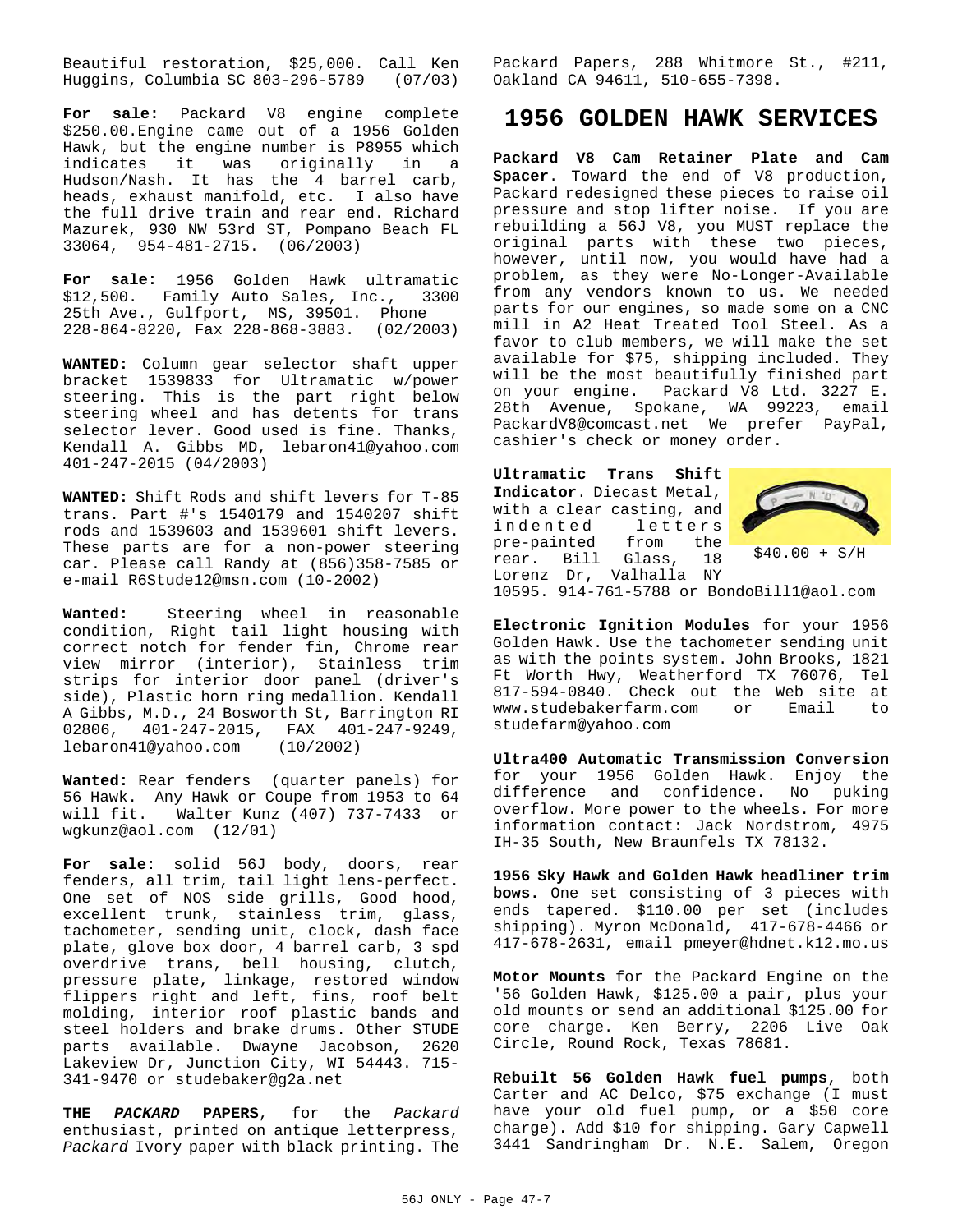Beautiful restoration, $25,000. Call Ken Huggins, Columbia SC 803-296-5789 (07/03)

**For sale:** Packard V8 engine complete $250.00.Engine came out of a 1956 Golden Hawk, but the engine number is P8955 which indicates it was originally in a Hudson/Nash. It has the 4 barrel carb, heads, exhaust manifold, etc. I also have the full drive train and rear end. Richard Mazurek, 930 NW 53rd ST, Pompano Beach FL 33064, 954-481-2715. (06/2003)

**For sale:** 1956 Golden Hawk ultramatic $12,500. Family Auto Sales, Inc., 3300 25th Ave., Gulfport, MS, 39501. Phone 228-864-8220, Fax 228-868-3883. (02/2003)

**WANTED:** Column gear selector shaft upper bracket 1539833 for Ultramatic w/power steering. This is the part right below steering wheel and has detents for trans selector lever. Good used is fine. Thanks, Kendall A. Gibbs MD, lebaron41@yahoo.com 401-247-2015 (04/2003)

**WANTED:** Shift Rods and shift levers for T-85 trans. Part #'s 1540179 and 1540207 shift rods and 1539603 and 1539601 shift levers. These parts are for a non-power steering car. Please call Randy at (856)358-7585 or e-mail R6Stude12@msn.com (10-2002)

**Wanted:** Steering wheel in reasonable condition, Right tail light housing with correct notch for fender fin, Chrome rear view mirror (interior), Stainless trim strips for interior door panel (driver's side), Plastic horn ring medallion. Kendall A Gibbs, M.D., 24 Bosworth St, Barrington RI 02806, 401-247-2015, FAX 401-247-9249, lebaron41@yahoo.com (10/2002)

**Wanted:** Rear fenders (quarter panels) for 56 Hawk. Any Hawk or Coupe from 1953 to 64 will fit. Walter Kunz (407) 737-7433 or wgkunz@aol.com (12/01)

**For sale**: solid 56J body, doors, rear fenders, all trim, tail light lens-perfect. One set of NOS side grills, Good hood, excellent trunk, stainless trim, glass, tachometer, sending unit, clock, dash face plate, glove box door, 4 barrel carb, 3 spd overdrive trans, bell housing, clutch, pressure plate, linkage, restored window flippers right and left, fins, roof belt molding, interior roof plastic bands and steel holders and brake drums. Other STUDE parts available. Dwayne Jacobson, 2620 Lakeview Dr, Junction City, WI 54443. 715-341-9470 or studebaker@g2a.net

**THE *PACKARD* PAPERS**, for the *Packard* enthusiast, printed on antique letterpress, *Packard* Ivory paper with black printing. The Packard Papers, 288 Whitmore St., #211, Oakland CA 94611, 510-655-7398.

# 1956 GOLDEN HAWK SERVICES

**Packard V8 Cam Retainer Plate and Cam Spacer**. Toward the end of V8 production, Packard redesigned these pieces to raise oil pressure and stop lifter noise. If you are rebuilding a 56J V8, you MUST replace the original parts with these two pieces, however, until now, you would have had a problem, as they were No-Longer-Available from any vendors known to us. We needed parts for our engines, so made some on a CNC mill in A2 Heat Treated Tool Steel. As a favor to club members, we will make the set available for $75, shipping included. They will be the most beautifully finished part on your engine. Packard V8 Ltd. 3227 E. 28th Avenue, Spokane, WA 99223, email PackardV8@comcast.net We prefer PayPal, cashier's check or money order.

**Ultramatic Trans Shift Indicator**. Diecast Metal, with a clear casting, and indented letters pre-painted from the rear. Bill Glass, 18 Lorenz Dr, Valhalla NY 10595. 914-761-5788 or BondoBill1@aol.com

$40.00 + S/H

**Electronic Ignition Modules** for your 1956 Golden Hawk. Use the tachometer sending unit as with the points system. John Brooks, 1821 Ft Worth Hwy, Weatherford TX 76076, Tel 817-594-0840. Check out the Web site at www.studebakerfarm.com or Email to studefarm@yahoo.com

**Ultra400 Automatic Transmission Conversion** for your 1956 Golden Hawk. Enjoy the difference and confidence. No puking overflow. More power to the wheels. For more information contact: Jack Nordstrom, 4975 IH-35 South, New Braunfels TX 78132.

**1956 Sky Hawk and Golden Hawk headliner trim bows.** One set consisting of 3 pieces with ends tapered. $110.00 per set (includes shipping). Myron McDonald, 417-678-4466 or 417-678-2631, email pmeyer@hdnet.k12.mo.us

**Motor Mounts** for the Packard Engine on the '56 Golden Hawk, $125.00 a pair, plus your old mounts or send an additional $125.00 for core charge. Ken Berry, 2206 Live Oak Circle, Round Rock, Texas 78681.

**Rebuilt 56 Golden Hawk fuel pumps**, both Carter and AC Delco, $75 exchange (I must have your old fuel pump, or a $50 core charge). Add $10 for shipping. Gary Capwell 3441 Sandringham Dr. N.E. Salem, Oregon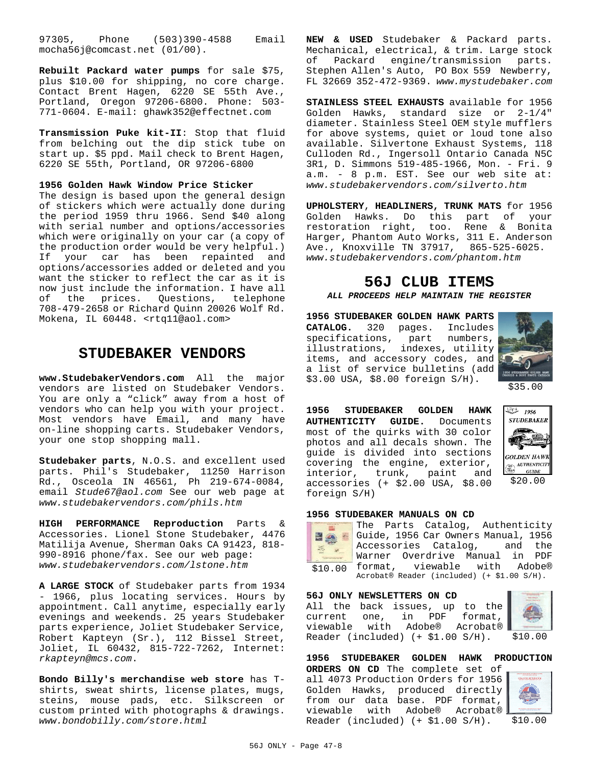97305, Phone (503)390-4588 Email mocha56j@comcast.net (01/00).

**Rebuilt Packard water pumps** for sale $75, plus $10.00 for shipping, no core charge. Contact Brent Hagen, 6220 SE 55th Ave., Portland, Oregon 97206-6800. Phone: 503-771-0604. E-mail: ghawk352@effectnet.com

**Transmission Puke kit-II**: Stop that fluid from belching out the dip stick tube on start up. $5 ppd. Mail check to Brent Hagen, 6220 SE 55th, Portland, OR 97206-6800

**1956 Golden Hawk Window Price Sticker**

The design is based upon the general design of stickers which were actually done during the period 1959 thru 1966. Send $40 along with serial number and options/accessories which were originally on your car (a copy of the production order would be very helpful.) If your car has been repainted and options/accessories added or deleted and you want the sticker to reflect the car as it is now just include the information. I have all of the prices. Questions, telephone 708-479-2658 or Richard Quinn 20026 Wolf Rd. Mokena, IL 60448. <rtq11@aol.com>

## STUDEBAKER VENDORS

**www.StudebakerVendors.com** All the major vendors are listed on Studebaker Vendors. You are only a "click" away from a host of vendors who can help you with your project. Most vendors have Email, and many have on-line shopping carts. Studebaker Vendors, your one stop shopping mall.

**Studebaker parts**, N.O.S. and excellent used parts. Phil's Studebaker, 11250 Harrison Rd., Osceola IN 46561, Ph 219-674-0084, email *Stude67@aol.com* See our web page at *www.studebakervendors.com/phils.htm*

**HIGH PERFORMANCE Reproduction** Parts & Accessories. Lionel Stone Studebaker, 4476 Matilija Avenue, Sherman Oaks CA 91423, 818-990-8916 phone/fax. See our web page: *www.studebakervendors.com/lstone.htm*

**A LARGE STOCK** of Studebaker parts from 1934 - 1966, plus locating services. Hours by appointment. Call anytime, especially early evenings and weekends. 25 years Studebaker parts experience, Joliet Studebaker Service, Robert Kapteyn (Sr.), 112 Bissel Street, Joliet, IL 60432, 815-722-7262, Internet: *rkapteyn@mcs.com*.

**Bondo Billy's merchandise web store** has T-shirts, sweat shirts, license plates, mugs, steins, mouse pads, etc. Silkscreen or custom printed with photographs & drawings. *www.bondobilly.com/store.html*

**NEW & USED** Studebaker & Packard parts. Mechanical, electrical, & trim. Large stock of Packard engine/transmission parts. Stephen Allen's Auto, PO Box 559 Newberry, FL 32669 352-472-9369. *www.mystudebaker.com*

**STAINLESS STEEL EXHAUSTS** available for 1956 Golden Hawks, standard size or 2-1/4" diameter. Stainless Steel OEM style mufflers for above systems, quiet or loud tone also available. Silvertone Exhaust Systems, 118 Culloden Rd., Ingersoll Ontario Canada N5C 3R1, D. Simmons 519-485-1966, Mon. - Fri. 9 a.m. - 8 p.m. EST. See our web site at: *www.studebakervendors.com/silverto.htm*

**UPHOLSTERY, HEADLINERS, TRUNK MATS** for 1956 Golden Hawks. Do this part of your restoration right, too. Rene & Bonita Harger, Phantom Auto Works, 311 E. Anderson Ave., Knoxville TN 37917, 865-525-6025. *www.studebakervendors.com/phantom.htm*

## 56J CLUB ITEMS

***ALL PROCEEDS HELP MAINTAIN THE REGISTER***

**1956 STUDEBAKER GOLDEN HAWK PARTS CATALOG.** 320 pages. Includes specifications, part numbers, illustrations, indexes, utility items, and accessory codes, and a list of service bulletins (add $3.00 USA, $8.00 foreign S/H).

$35.00

**1956 STUDEBAKER GOLDEN HAWK AUTHENTICITY GUIDE.** Documents most of the quirks with 30 color photos and all decals shown. The guide is divided into sections covering the engine, exterior, interior, trunk, paint and accessories (+ $2.00 USA, $8.00 foreign S/H)

$20.00

**1956 STUDEBAKER MANUALS ON CD**

The Parts Catalog, Authenticity Guide, 1956 Car Owners Manual, 1956 Accessories Catalog, and the Warner Overdrive Manual in PDF format, viewable with Adobe® Acrobat® Reader (included) (+ $1.00 S/H).

$10.00

**56J ONLY NEWSLETTERS ON CD**

All the back issues, up to the current one, in PDF format, viewable with Adobe® Acrobat® Reader (included) (+ $1.00 S/H).

$10.00

**1956 STUDEBAKER GOLDEN HAWK PRODUCTION ORDERS ON CD** The complete set of all 4073 Production Orders for 1956 Golden Hawks, produced directly from our data base. PDF format, viewable with Adobe® Acrobat® Reader (included) (+ $1.00 S/H).

$10.00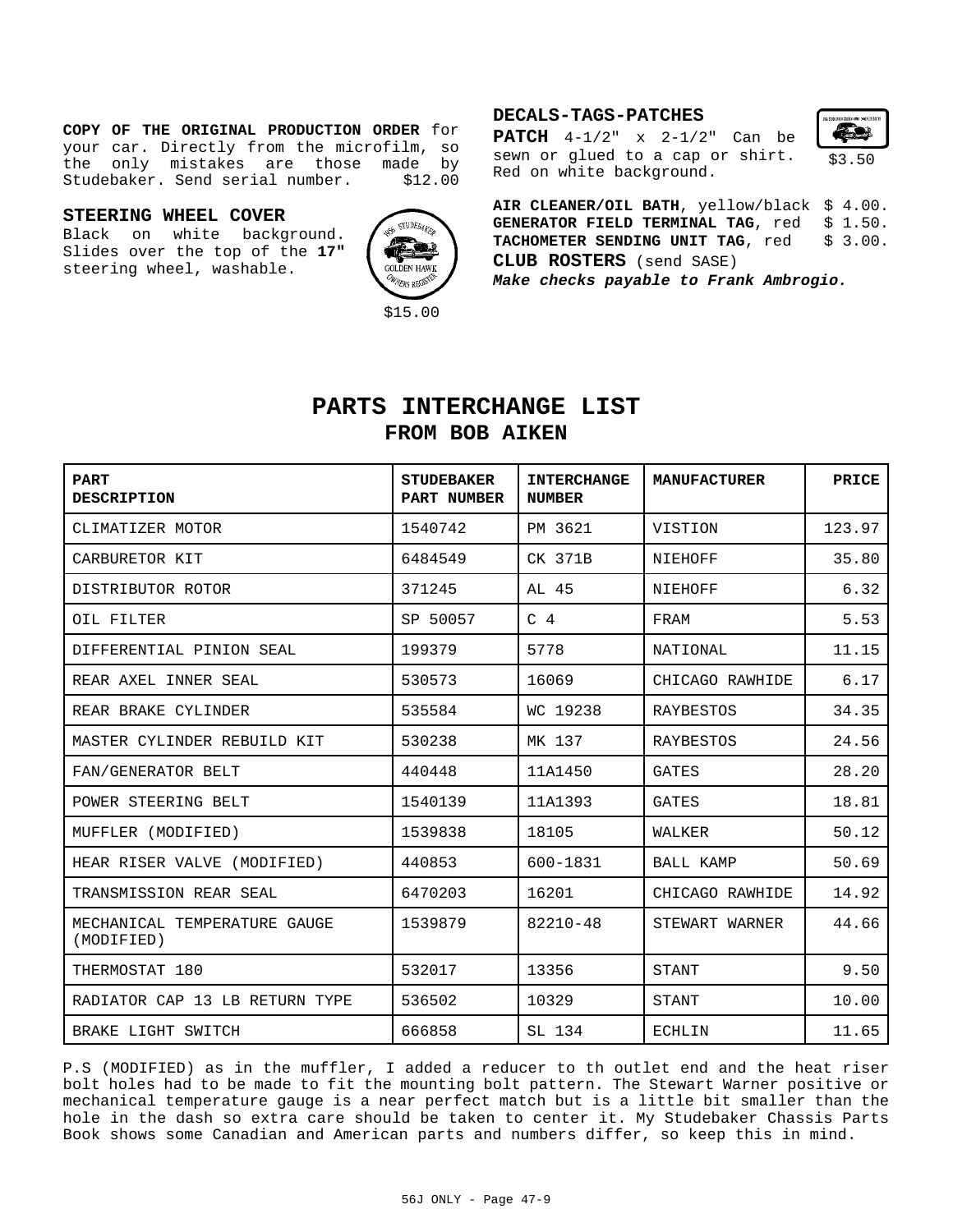**COPY OF THE ORIGINAL PRODUCTION ORDER** for your car. Directly from the microfilm, so the only mistakes are those made by Studebaker. Send serial number. $12.00

### STEERING WHEEL COVER

Black on white background. Slides over the top of the **17"** steering wheel, washable.

$15.00

### DECALS-TAGS-PATCHES

**PATCH** 4-1/2" x 2-1/2" Can be sewn or glued to a cap or shirt. Red on white background. $3.50

**AIR CLEANER/OIL BATH**, yellow/black $ 4.00.
**GENERATOR FIELD TERMINAL TAG**, red $ 1.50.
**TACHOMETER SENDING UNIT TAG**, red $ 3.00.
**CLUB ROSTERS** (send SASE)
***Make checks payable to Frank Ambrogio.***

# PARTS INTERCHANGE LIST
## FROM BOB AIKEN

| PART DESCRIPTION | STUDEBAKER PART NUMBER | INTERCHANGE NUMBER | MANUFACTURER | PRICE |
|---|---|---|---|---|
| CLIMATIZER MOTOR | 1540742 | PM 3621 | VISTION | 123.97 |
| CARBURETOR KIT | 6484549 | CK 371B | NIEHOFF | 35.80 |
| DISTRIBUTOR ROTOR | 371245 | AL 45 | NIEHOFF | 6.32 |
| OIL FILTER | SP 50057 | C 4 | FRAM | 5.53 |
| DIFFERENTIAL PINION SEAL | 199379 | 5778 | NATIONAL | 11.15 |
| REAR AXEL INNER SEAL | 530573 | 16069 | CHICAGO RAWHIDE | 6.17 |
| REAR BRAKE CYLINDER | 535584 | WC 19238 | RAYBESTOS | 34.35 |
| MASTER CYLINDER REBUILD KIT | 530238 | MK 137 | RAYBESTOS | 24.56 |
| FAN/GENERATOR BELT | 440448 | 11A1450 | GATES | 28.20 |
| POWER STEERING BELT | 1540139 | 11A1393 | GATES | 18.81 |
| MUFFLER (MODIFIED) | 1539838 | 18105 | WALKER | 50.12 |
| HEAR RISER VALVE (MODIFIED) | 440853 | 600-1831 | BALL KAMP | 50.69 |
| TRANSMISSION REAR SEAL | 6470203 | 16201 | CHICAGO RAWHIDE | 14.92 |
| MECHANICAL TEMPERATURE GAUGE (MODIFIED) | 1539879 | 82210-48 | STEWART WARNER | 44.66 |
| THERMOSTAT 180 | 532017 | 13356 | STANT | 9.50 |
| RADIATOR CAP 13 LB RETURN TYPE | 536502 | 10329 | STANT | 10.00 |
| BRAKE LIGHT SWITCH | 666858 | SL 134 | ECHLIN | 11.65 |

P.S (MODIFIED) as in the muffler, I added a reducer to th outlet end and the heat riser bolt holes had to be made to fit the mounting bolt pattern. The Stewart Warner positive or mechanical temperature gauge is a near perfect match but is a little bit smaller than the hole in the dash so extra care should be taken to center it. My Studebaker Chassis Parts Book shows some Canadian and American parts and numbers differ, so keep this in mind.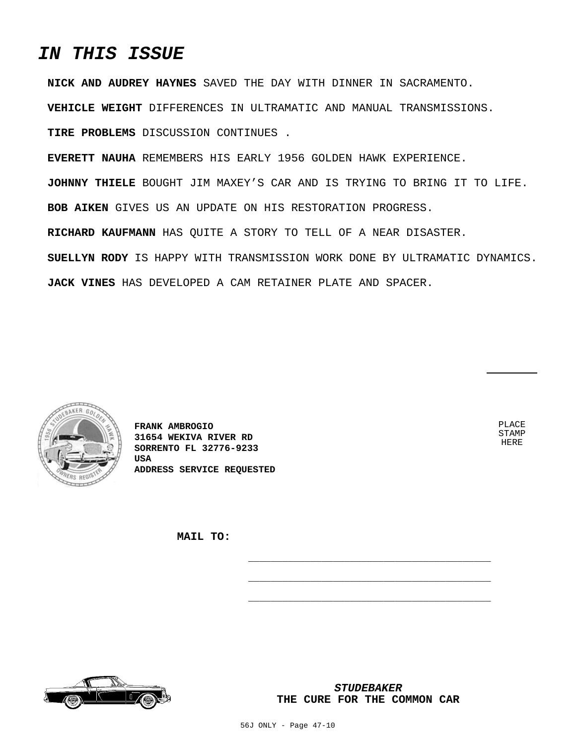# *IN THIS ISSUE*

**NICK AND AUDREY HAYNES** SAVED THE DAY WITH DINNER IN SACRAMENTO.

**VEHICLE WEIGHT** DIFFERENCES IN ULTRAMATIC AND MANUAL TRANSMISSIONS.

**TIRE PROBLEMS** DISCUSSION CONTINUES .

**EVERETT NAUHA** REMEMBERS HIS EARLY 1956 GOLDEN HAWK EXPERIENCE.

**JOHNNY THIELE** BOUGHT JIM MAXEY'S CAR AND IS TRYING TO BRING IT TO LIFE.

**BOB AIKEN** GIVES US AN UPDATE ON HIS RESTORATION PROGRESS.

**RICHARD KAUFMANN** HAS QUITE A STORY TO TELL OF A NEAR DISASTER.

**SUELLYN RODY** IS HAPPY WITH TRANSMISSION WORK DONE BY ULTRAMATIC DYNAMICS.

**JACK VINES** HAS DEVELOPED A CAM RETAINER PLATE AND SPACER.

**FRANK AMBROGIO**
**31654 WEKIVA RIVER RD**
**SORRENTO FL 32776-9233**
**USA**
**ADDRESS SERVICE REQUESTED**

PLACE
STAMP
HERE

**MAIL TO:**

_______________________________________

_______________________________________

_______________________________________

***STUDEBAKER***
**THE CURE FOR THE COMMON CAR**